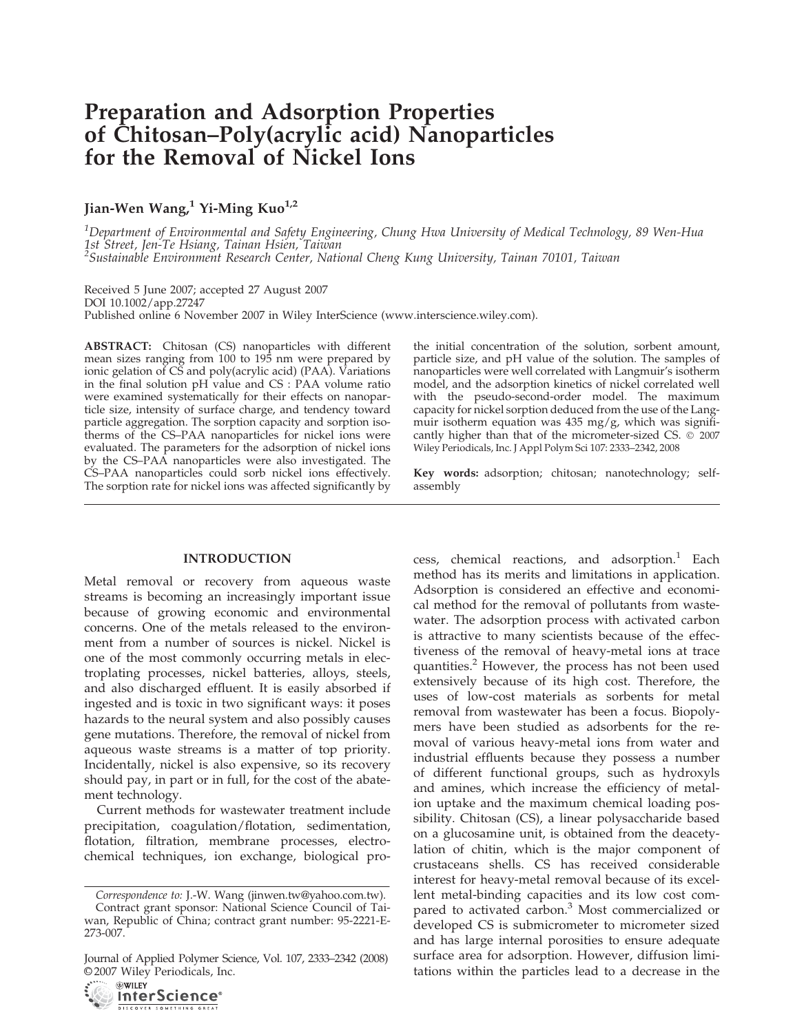# Preparation and Adsorption Properties of Chitosan–Poly(acrylic acid) Nanoparticles for the Removal of Nickel Ions

**Jian-Wen Wang,[1] Yi-Ming Kuo[1,2]**

[1]*Department of Environmental and Safety Engineering, Chung Hwa University of Medical Technology, 89 Wen-Hua 1st Street, Jen-Te Hsiang, Tainan Hsien, Taiwan*
[2]*Sustainable Environment Research Center, National Cheng Kung University, Tainan 70101, Taiwan*

Received 5 June 2007; accepted 27 August 2007
DOI 10.1002/app.27247
Published online 6 November 2007 in Wiley InterScience (www.interscience.wiley.com).

**ABSTRACT:** Chitosan (CS) nanoparticles with different mean sizes ranging from 100 to 195 nm were prepared by ionic gelation of CS and poly(acrylic acid) (PAA). Variations in the final solution pH value and CS : PAA volume ratio were examined systematically for their effects on nanoparticle size, intensity of surface charge, and tendency toward particle aggregation. The sorption capacity and sorption isotherms of the CS–PAA nanoparticles for nickel ions were evaluated. The parameters for the adsorption of nickel ions by the CS–PAA nanoparticles were also investigated. The CS–PAA nanoparticles could sorb nickel ions effectively. The sorption rate for nickel ions was affected significantly by the initial concentration of the solution, sorbent amount, particle size, and pH value of the solution. The samples of nanoparticles were well correlated with Langmuir's isotherm model, and the adsorption kinetics of nickel correlated well with the pseudo-second-order model. The maximum capacity for nickel sorption deduced from the use of the Langmuir isotherm equation was 435 mg/g, which was significantly higher than that of the micrometer-sized CS. © 2007 Wiley Periodicals, Inc. J Appl Polym Sci 107: 2333–2342, 2008

**Key words:** adsorption; chitosan; nanotechnology; self-assembly

## INTRODUCTION

Metal removal or recovery from aqueous waste streams is becoming an increasingly important issue because of growing economic and environmental concerns. One of the metals released to the environment from a number of sources is nickel. Nickel is one of the most commonly occurring metals in electroplating processes, nickel batteries, alloys, steels, and also discharged effluent. It is easily absorbed if ingested and is toxic in two significant ways: it poses hazards to the neural system and also possibly causes gene mutations. Therefore, the removal of nickel from aqueous waste streams is a matter of top priority. Incidentally, nickel is also expensive, so its recovery should pay, in part or in full, for the cost of the abatement technology.

Current methods for wastewater treatment include precipitation, coagulation/flotation, sedimentation, flotation, filtration, membrane processes, electrochemical techniques, ion exchange, biological process, chemical reactions, and adsorption.[1] Each method has its merits and limitations in application. Adsorption is considered an effective and economical method for the removal of pollutants from wastewater. The adsorption process with activated carbon is attractive to many scientists because of the effectiveness of the removal of heavy-metal ions at trace quantities.[2] However, the process has not been used extensively because of its high cost. Therefore, the uses of low-cost materials as sorbents for metal removal from wastewater has been a focus. Biopolymers have been studied as adsorbents for the removal of various heavy-metal ions from water and industrial effluents because they possess a number of different functional groups, such as hydroxyls and amines, which increase the efficiency of metal-ion uptake and the maximum chemical loading possibility. Chitosan (CS), a linear polysaccharide based on a glucosamine unit, is obtained from the deacetylation of chitin, which is the major component of crustaceans shells. CS has received considerable interest for heavy-metal removal because of its excellent metal-binding capacities and its low cost compared to activated carbon.[3] Most commercialized or developed CS is submicrometer to micrometer sized and has large internal porosities to ensure adequate surface area for adsorption. However, diffusion limitations within the particles lead to a decrease in the

*Correspondence to:* J.-W. Wang (jinwen.tw@yahoo.com.tw).
Contract grant sponsor: National Science Council of Taiwan, Republic of China; contract grant number: 95-2221-E-273-007.

Journal of Applied Polymer Science, Vol. 107, 2333–2342 (2008)
© 2007 Wiley Periodicals, Inc.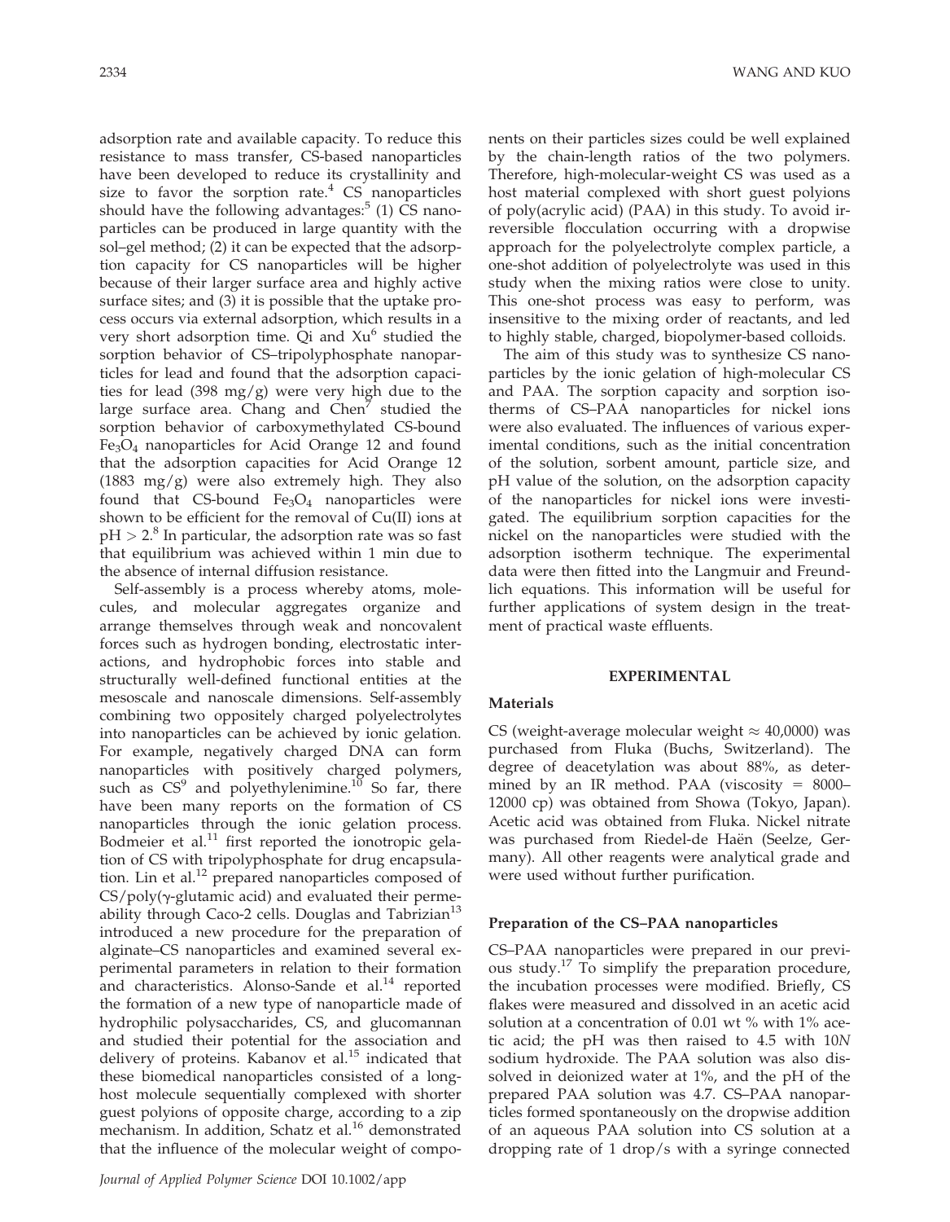adsorption rate and available capacity. To reduce this resistance to mass transfer, CS-based nanoparticles have been developed to reduce its crystallinity and size to favor the sorption rate.[4] CS nanoparticles should have the following advantages:[5] (1) CS nanoparticles can be produced in large quantity with the sol–gel method; (2) it can be expected that the adsorption capacity for CS nanoparticles will be higher because of their larger surface area and highly active surface sites; and (3) it is possible that the uptake process occurs via external adsorption, which results in a very short adsorption time. Qi and Xu[6] studied the sorption behavior of CS–tripolyphosphate nanoparticles for lead and found that the adsorption capacities for lead (398 mg/g) were very high due to the large surface area. Chang and Chen[7] studied the sorption behavior of carboxymethylated CS-bound $Fe_3O_4$ nanoparticles for Acid Orange 12 and found that the adsorption capacities for Acid Orange 12 (1883 mg/g) were also extremely high. They also found that CS-bound $Fe_3O_4$ nanoparticles were shown to be efficient for the removal of Cu(II) ions at $pH > 2$.[8] In particular, the adsorption rate was so fast that equilibrium was achieved within 1 min due to the absence of internal diffusion resistance.

Self-assembly is a process whereby atoms, molecules, and molecular aggregates organize and arrange themselves through weak and noncovalent forces such as hydrogen bonding, electrostatic interactions, and hydrophobic forces into stable and structurally well-defined functional entities at the mesoscale and nanoscale dimensions. Self-assembly combining two oppositely charged polyelectrolytes into nanoparticles can be achieved by ionic gelation. For example, negatively charged DNA can form nanoparticles with positively charged polymers, such as CS[9] and polyethylenimine.[10] So far, there have been many reports on the formation of CS nanoparticles through the ionic gelation process. Bodmeier et al.[11] first reported the ionotropic gelation of CS with tripolyphosphate for drug encapsulation. Lin et al.[12] prepared nanoparticles composed of CS/poly(γ-glutamic acid) and evaluated their permeability through Caco-2 cells. Douglas and Tabrizian[13] introduced a new procedure for the preparation of alginate–CS nanoparticles and examined several experimental parameters in relation to their formation and characteristics. Alonso-Sande et al.[14] reported the formation of a new type of nanoparticle made of hydrophilic polysaccharides, CS, and glucomannan and studied their potential for the association and delivery of proteins. Kabanov et al.[15] indicated that these biomedical nanoparticles consisted of a long-host molecule sequentially complexed with shorter guest polyions of opposite charge, according to a zip mechanism. In addition, Schatz et al.[16] demonstrated that the influence of the molecular weight of components on their particles sizes could be well explained by the chain-length ratios of the two polymers. Therefore, high-molecular-weight CS was used as a host material complexed with short guest polyions of poly(acrylic acid) (PAA) in this study. To avoid irreversible flocculation occurring with a dropwise approach for the polyelectrolyte complex particle, a one-shot addition of polyelectrolyte was used in this study when the mixing ratios were close to unity. This one-shot process was easy to perform, was insensitive to the mixing order of reactants, and led to highly stable, charged, biopolymer-based colloids.

The aim of this study was to synthesize CS nanoparticles by the ionic gelation of high-molecular CS and PAA. The sorption capacity and sorption isotherms of CS–PAA nanoparticles for nickel ions were also evaluated. The influences of various experimental conditions, such as the initial concentration of the solution, sorbent amount, particle size, and pH value of the solution, on the adsorption capacity of the nanoparticles for nickel ions were investigated. The equilibrium sorption capacities for the nickel on the nanoparticles were studied with the adsorption isotherm technique. The experimental data were then fitted into the Langmuir and Freundlich equations. This information will be useful for further applications of system design in the treatment of practical waste effluents.

## EXPERIMENTAL

### Materials

CS (weight-average molecular weight ≈ 40,0000) was purchased from Fluka (Buchs, Switzerland). The degree of deacetylation was about 88%, as determined by an IR method. PAA (viscosity = 8000–12000 cp) was obtained from Showa (Tokyo, Japan). Acetic acid was obtained from Fluka. Nickel nitrate was purchased from Riedel-de Haën (Seelze, Germany). All other reagents were analytical grade and were used without further purification.

### Preparation of the CS–PAA nanoparticles

CS–PAA nanoparticles were prepared in our previous study.[17] To simplify the preparation procedure, the incubation processes were modified. Briefly, CS flakes were measured and dissolved in an acetic acid solution at a concentration of 0.01 wt % with 1% acetic acid; the pH was then raised to 4.5 with 10*N* sodium hydroxide. The PAA solution was also dissolved in deionized water at 1%, and the pH of the prepared PAA solution was 4.7. CS–PAA nanoparticles formed spontaneously on the dropwise addition of an aqueous PAA solution into CS solution at a dropping rate of 1 drop/s with a syringe connected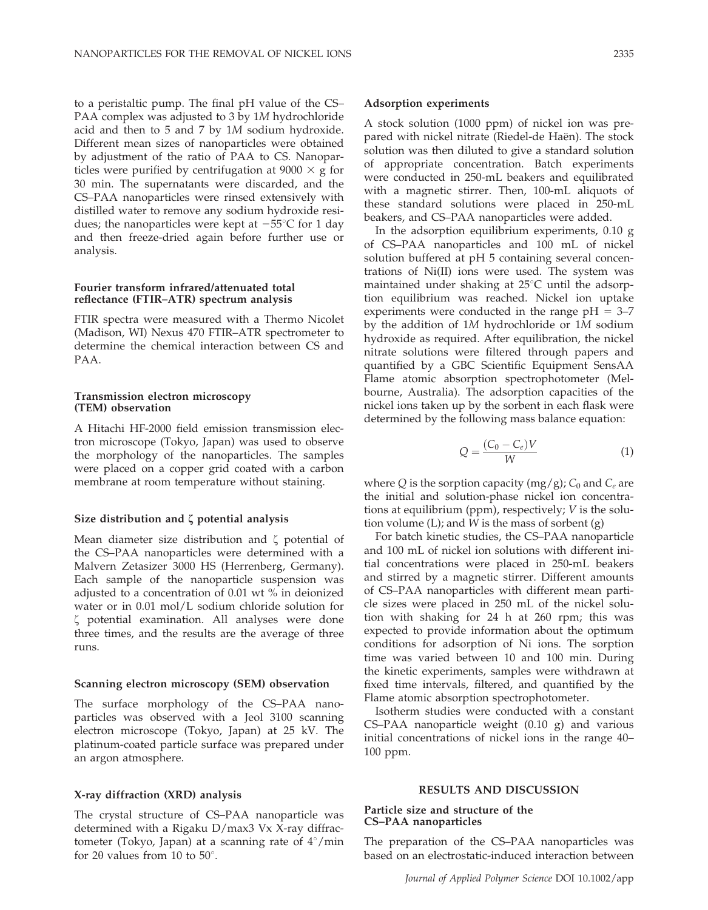to a peristaltic pump. The final pH value of the CS–PAA complex was adjusted to 3 by 1*M* hydrochloride acid and then to 5 and 7 by 1*M* sodium hydroxide. Different mean sizes of nanoparticles were obtained by adjustment of the ratio of PAA to CS. Nanoparticles were purified by centrifugation at 9000 × g for 30 min. The supernatants were discarded, and the CS–PAA nanoparticles were rinsed extensively with distilled water to remove any sodium hydroxide residues; the nanoparticles were kept at −55°C for 1 day and then freeze-dried again before further use or analysis.

### Fourier transform infrared/attenuated total reflectance (FTIR–ATR) spectrum analysis

FTIR spectra were measured with a Thermo Nicolet (Madison, WI) Nexus 470 FTIR–ATR spectrometer to determine the chemical interaction between CS and PAA.

### Transmission electron microscopy (TEM) observation

A Hitachi HF-2000 field emission transmission electron microscope (Tokyo, Japan) was used to observe the morphology of the nanoparticles. The samples were placed on a copper grid coated with a carbon membrane at room temperature without staining.

### Size distribution and ζ potential analysis

Mean diameter size distribution and ζ potential of the CS–PAA nanoparticles were determined with a Malvern Zetasizer 3000 HS (Herrenberg, Germany). Each sample of the nanoparticle suspension was adjusted to a concentration of 0.01 wt % in deionized water or in 0.01 mol/L sodium chloride solution for ζ potential examination. All analyses were done three times, and the results are the average of three runs.

### Scanning electron microscopy (SEM) observation

The surface morphology of the CS–PAA nanoparticles was observed with a Jeol 3100 scanning electron microscope (Tokyo, Japan) at 25 kV. The platinum-coated particle surface was prepared under an argon atmosphere.

### X-ray diffraction (XRD) analysis

The crystal structure of CS–PAA nanoparticle was determined with a Rigaku D/max3 Vx X-ray diffractometer (Tokyo, Japan) at a scanning rate of 4°/min for 2θ values from 10 to 50°.

### Adsorption experiments

A stock solution (1000 ppm) of nickel ion was prepared with nickel nitrate (Riedel-de Haën). The stock solution was then diluted to give a standard solution of appropriate concentration. Batch experiments were conducted in 250-mL beakers and equilibrated with a magnetic stirrer. Then, 100-mL aliquots of these standard solutions were placed in 250-mL beakers, and CS–PAA nanoparticles were added.

In the adsorption equilibrium experiments, 0.10 g of CS–PAA nanoparticles and 100 mL of nickel solution buffered at pH 5 containing several concentrations of Ni(II) ions were used. The system was maintained under shaking at 25°C until the adsorption equilibrium was reached. Nickel ion uptake experiments were conducted in the range pH = 3–7 by the addition of 1*M* hydrochloride or 1*M* sodium hydroxide as required. After equilibration, the nickel nitrate solutions were filtered through papers and quantified by a GBC Scientific Equipment SensAA Flame atomic absorption spectrophotometer (Melbourne, Australia). The adsorption capacities of the nickel ions taken up by the sorbent in each flask were determined by the following mass balance equation:

$$Q = \frac{(C_0 - C_e)V}{W} \tag{1}$$

where $Q$ is the sorption capacity (mg/g); $C_0$ and $C_e$ are the initial and solution-phase nickel ion concentrations at equilibrium (ppm), respectively; $V$ is the solution volume (L); and $W$ is the mass of sorbent (g)

For batch kinetic studies, the CS–PAA nanoparticle and 100 mL of nickel ion solutions with different initial concentrations were placed in 250-mL beakers and stirred by a magnetic stirrer. Different amounts of CS–PAA nanoparticles with different mean particle sizes were placed in 250 mL of the nickel solution with shaking for 24 h at 260 rpm; this was expected to provide information about the optimum conditions for adsorption of Ni ions. The sorption time was varied between 10 and 100 min. During the kinetic experiments, samples were withdrawn at fixed time intervals, filtered, and quantified by the Flame atomic absorption spectrophotometer.

Isotherm studies were conducted with a constant CS–PAA nanoparticle weight (0.10 g) and various initial concentrations of nickel ions in the range 40–100 ppm.

## RESULTS AND DISCUSSION

### Particle size and structure of the CS–PAA nanoparticles

The preparation of the CS–PAA nanoparticles was based on an electrostatic-induced interaction between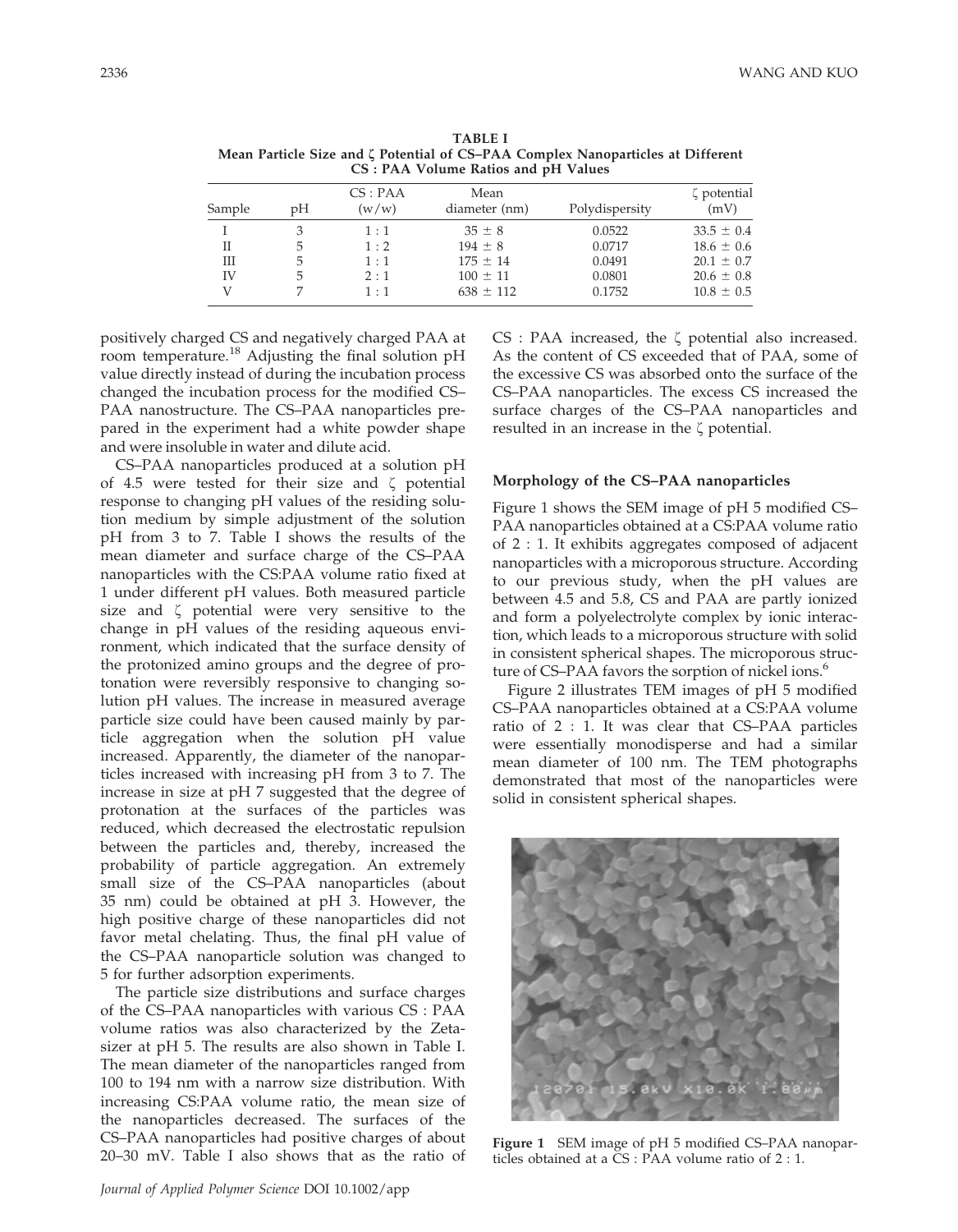**TABLE I**
**Mean Particle Size and ζ Potential of CS–PAA Complex Nanoparticles at Different CS : PAA Volume Ratios and pH Values**

| Sample | pH | CS : PAA (w/w) | Mean diameter (nm) | Polydispersity | ζ potential (mV) |
|---|---|---|---|---|---|
| I | 3 | 1 : 1 | 35 ± 8 | 0.0522 | 33.5 ± 0.4 |
| II | 5 | 1 : 2 | 194 ± 8 | 0.0717 | 18.6 ± 0.6 |
| III | 5 | 1 : 1 | 175 ± 14 | 0.0491 | 20.1 ± 0.7 |
| IV | 5 | 2 : 1 | 100 ± 11 | 0.0801 | 20.6 ± 0.8 |
| V | 7 | 1 : 1 | 638 ± 112 | 0.1752 | 10.8 ± 0.5 |

positively charged CS and negatively charged PAA at room temperature.[18] Adjusting the final solution pH value directly instead of during the incubation process changed the incubation process for the modified CS–PAA nanostructure. The CS–PAA nanoparticles prepared in the experiment had a white powder shape and were insoluble in water and dilute acid.

CS–PAA nanoparticles produced at a solution pH of 4.5 were tested for their size and ζ potential response to changing pH values of the residing solution medium by simple adjustment of the solution pH from 3 to 7. Table I shows the results of the mean diameter and surface charge of the CS–PAA nanoparticles with the CS:PAA volume ratio fixed at 1 under different pH values. Both measured particle size and ζ potential were very sensitive to the change in pH values of the residing aqueous environment, which indicated that the surface density of the protonized amino groups and the degree of protonation were reversibly responsive to changing solution pH values. The increase in measured average particle size could have been caused mainly by particle aggregation when the solution pH value increased. Apparently, the diameter of the nanoparticles increased with increasing pH from 3 to 7. The increase in size at pH 7 suggested that the degree of protonation at the surfaces of the particles was reduced, which decreased the electrostatic repulsion between the particles and, thereby, increased the probability of particle aggregation. An extremely small size of the CS–PAA nanoparticles (about 35 nm) could be obtained at pH 3. However, the high positive charge of these nanoparticles did not favor metal chelating. Thus, the final pH value of the CS–PAA nanoparticle solution was changed to 5 for further adsorption experiments.

The particle size distributions and surface charges of the CS–PAA nanoparticles with various CS : PAA volume ratios was also characterized by the Zetasizer at pH 5. The results are also shown in Table I. The mean diameter of the nanoparticles ranged from 100 to 194 nm with a narrow size distribution. With increasing CS:PAA volume ratio, the mean size of the nanoparticles decreased. The surfaces of the CS–PAA nanoparticles had positive charges of about 20–30 mV. Table I also shows that as the ratio of CS : PAA increased, the ζ potential also increased. As the content of CS exceeded that of PAA, some of the excessive CS was absorbed onto the surface of the CS–PAA nanoparticles. The excess CS increased the surface charges of the CS–PAA nanoparticles and resulted in an increase in the ζ potential.

### Morphology of the CS–PAA nanoparticles

Figure 1 shows the SEM image of pH 5 modified CS–PAA nanoparticles obtained at a CS:PAA volume ratio of 2 : 1. It exhibits aggregates composed of adjacent nanoparticles with a microporous structure. According to our previous study, when the pH values are between 4.5 and 5.8, CS and PAA are partly ionized and form a polyelectrolyte complex by ionic interaction, which leads to a microporous structure with solid in consistent spherical shapes. The microporous structure of CS–PAA favors the sorption of nickel ions.[6]

Figure 2 illustrates TEM images of pH 5 modified CS–PAA nanoparticles obtained at a CS:PAA volume ratio of 2 : 1. It was clear that CS–PAA particles were essentially monodisperse and had a similar mean diameter of 100 nm. The TEM photographs demonstrated that most of the nanoparticles were solid in consistent spherical shapes.

**Figure 1** SEM image of pH 5 modified CS–PAA nanoparticles obtained at a CS : PAA volume ratio of 2 : 1.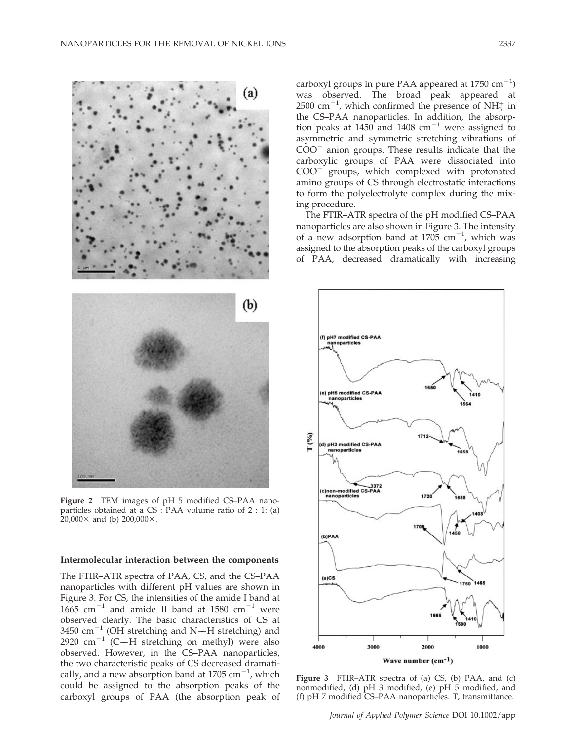Figure 2 TEM images of pH 5 modified CS–PAA nanoparticles obtained at a CS : PAA volume ratio of 2 : 1: (a) 20,000× and (b) 200,000×.

### Intermolecular interaction between the components

The FTIR–ATR spectra of PAA, CS, and the CS–PAA nanoparticles with different pH values are shown in Figure 3. For CS, the intensities of the amide I band at 1665 $cm^{-1}$ and amide II band at 1580 $cm^{-1}$ were observed clearly. The basic characteristics of CS at 3450 $cm^{-1}$ (OH stretching and N—H stretching) and 2920 $cm^{-1}$ (C—H stretching on methyl) were also observed. However, in the CS–PAA nanoparticles, the two characteristic peaks of CS decreased dramatically, and a new absorption band at 1705 $cm^{-1}$, which could be assigned to the absorption peaks of the carboxyl groups of PAA (the absorption peak of carboxyl groups in pure PAA appeared at 1750 $cm^{-1}$) was observed. The broad peak appeared at 2500 $cm^{-1}$, which confirmed the presence of $NH_3^+$ in the CS–PAA nanoparticles. In addition, the absorption peaks at 1450 and 1408 $cm^{-1}$ were assigned to asymmetric and symmetric stretching vibrations of $COO^-$ anion groups. These results indicate that the carboxylic groups of PAA were dissociated into $COO^-$ groups, which complexed with protonated amino groups of CS through electrostatic interactions to form the polyelectrolyte complex during the mixing procedure.

The FTIR–ATR spectra of the pH modified CS–PAA nanoparticles are also shown in Figure 3. The intensity of a new adsorption band at 1705 $cm^{-1}$, which was assigned to the absorption peaks of the carboxyl groups of PAA, decreased dramatically with increasing

Figure 3 FTIR–ATR spectra of (a) CS, (b) PAA, and (c) nonmodified, (d) pH 3 modified, (e) pH 5 modified, and (f) pH 7 modified CS–PAA nanoparticles. T, transmittance.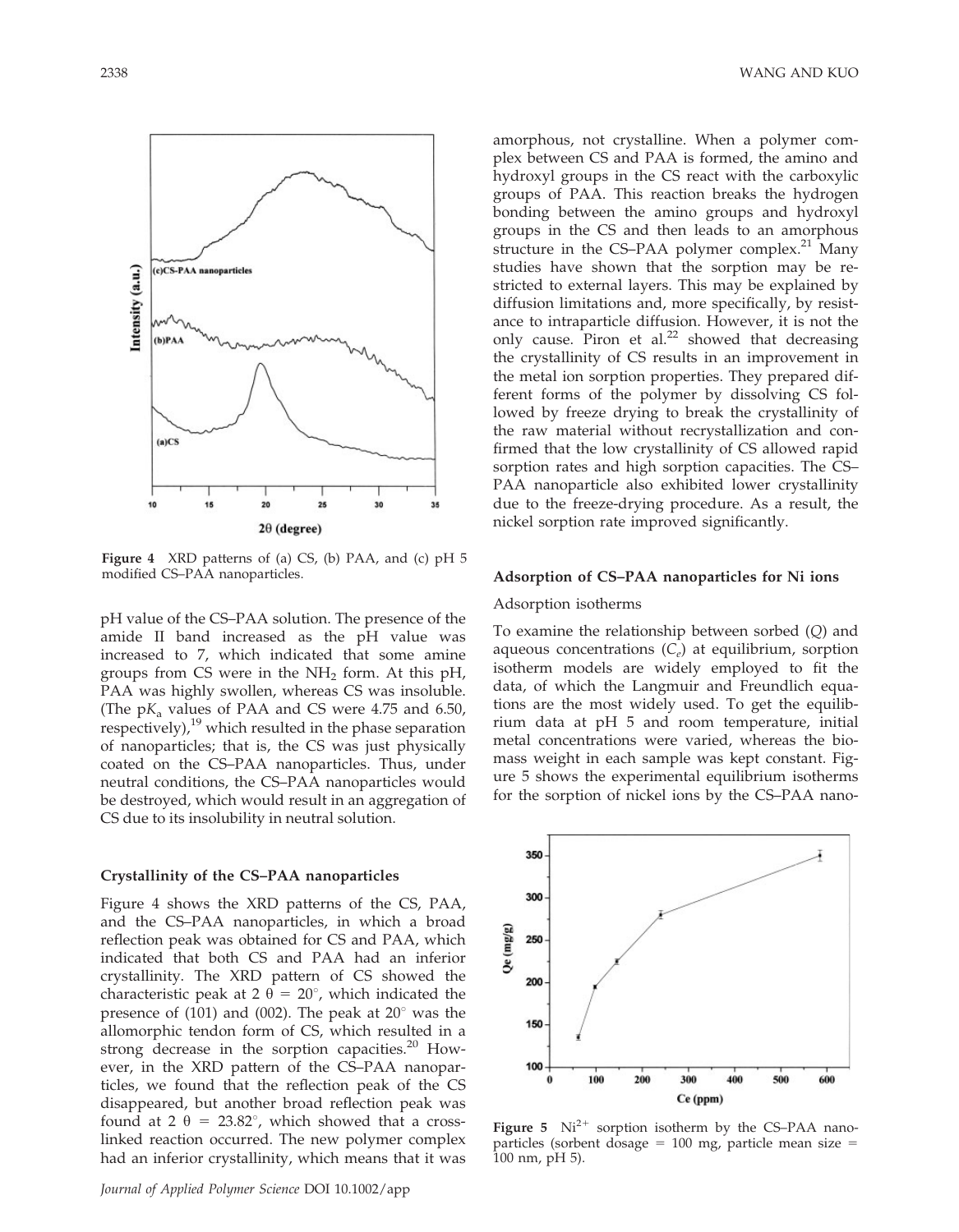Figure 4 XRD patterns of (a) CS, (b) PAA, and (c) pH 5 modified CS–PAA nanoparticles.

pH value of the CS–PAA solution. The presence of the amide II band increased as the pH value was increased to 7, which indicated that some amine groups from CS were in the $NH_2$ form. At this pH, PAA was highly swollen, whereas CS was insoluble. (The p$K_a$ values of PAA and CS were 4.75 and 6.50, respectively),[19] which resulted in the phase separation of nanoparticles; that is, the CS was just physically coated on the CS–PAA nanoparticles. Thus, under neutral conditions, the CS–PAA nanoparticles would be destroyed, which would result in an aggregation of CS due to its insolubility in neutral solution.

### Crystallinity of the CS–PAA nanoparticles

Figure 4 shows the XRD patterns of the CS, PAA, and the CS–PAA nanoparticles, in which a broad reflection peak was obtained for CS and PAA, which indicated that both CS and PAA had an inferior crystallinity. The XRD pattern of CS showed the characteristic peak at $2\theta = 20°$, which indicated the presence of (101) and (002). The peak at 20° was the allomorphic tendon form of CS, which resulted in a strong decrease in the sorption capacities.[20] However, in the XRD pattern of the CS–PAA nanoparticles, we found that the reflection peak of the CS disappeared, but another broad reflection peak was found at $2\theta = 23.82°$, which showed that a cross-linked reaction occurred. The new polymer complex had an inferior crystallinity, which means that it was amorphous, not crystalline. When a polymer complex between CS and PAA is formed, the amino and hydroxyl groups in the CS react with the carboxylic groups of PAA. This reaction breaks the hydrogen bonding between the amino groups and hydroxyl groups in the CS and then leads to an amorphous structure in the CS–PAA polymer complex.[21] Many studies have shown that the sorption may be restricted to external layers. This may be explained by diffusion limitations and, more specifically, by resistance to intraparticle diffusion. However, it is not the only cause. Piron et al.[22] showed that decreasing the crystallinity of CS results in an improvement in the metal ion sorption properties. They prepared different forms of the polymer by dissolving CS followed by freeze drying to break the crystallinity of the raw material without recrystallization and confirmed that the low crystallinity of CS allowed rapid sorption rates and high sorption capacities. The CS–PAA nanoparticle also exhibited lower crystallinity due to the freeze-drying procedure. As a result, the nickel sorption rate improved significantly.

### Adsorption of CS–PAA nanoparticles for Ni ions

#### Adsorption isotherms

To examine the relationship between sorbed ($Q$) and aqueous concentrations ($C_e$) at equilibrium, sorption isotherm models are widely employed to fit the data, of which the Langmuir and Freundlich equations are the most widely used. To get the equilibrium data at pH 5 and room temperature, initial metal concentrations were varied, whereas the biomass weight in each sample was kept constant. Figure 5 shows the experimental equilibrium isotherms for the sorption of nickel ions by the CS–PAA nano-

Figure 5 $Ni^{2+}$ sorption isotherm by the CS–PAA nanoparticles (sorbent dosage = 100 mg, particle mean size = 100 nm, pH 5).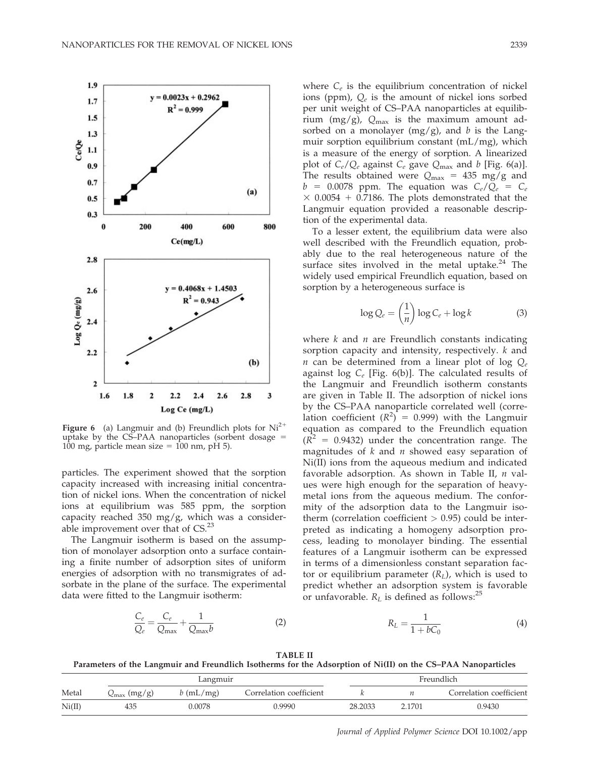Figure 6 (a) Langmuir and (b) Freundlich plots for $Ni^{2+}$ uptake by the CS–PAA nanoparticles (sorbent dosage = 100 mg, particle mean size = 100 nm, pH 5).

particles. The experiment showed that the sorption capacity increased with increasing initial concentration of nickel ions. When the concentration of nickel ions at equilibrium was 585 ppm, the sorption capacity reached 350 mg/g, which was a considerable improvement over that of CS.[23]

The Langmuir isotherm is based on the assumption of monolayer adsorption onto a surface containing a finite number of adsorption sites of uniform energies of adsorption with no transmigrates of adsorbate in the plane of the surface. The experimental data were fitted to the Langmuir isotherm:

$$\frac{C_e}{Q_e} = \frac{C_e}{Q_{\max}} + \frac{1}{Q_{\max} b} \quad (2)$$

where $C_e$ is the equilibrium concentration of nickel ions (ppm), $Q_e$ is the amount of nickel ions sorbed per unit weight of CS–PAA nanoparticles at equilibrium (mg/g), $Q_{\max}$ is the maximum amount adsorbed on a monolayer (mg/g), and $b$ is the Langmuir sorption equilibrium constant (mL/mg), which is a measure of the energy of sorption. A linearized plot of $C_e/Q_e$ against $C_e$ gave $Q_{\max}$ and $b$ [Fig. 6(a)]. The results obtained were $Q_{\max}$ = 435 mg/g and $b$ = 0.0078 ppm. The equation was $C_e/Q_e = C_e \times 0.0054 + 0.7186$. The plots demonstrated that the Langmuir equation provided a reasonable description of the experimental data.

To a lesser extent, the equilibrium data were also well described with the Freundlich equation, probably due to the real heterogeneous nature of the surface sites involved in the metal uptake.[24] The widely used empirical Freundlich equation, based on sorption by a heterogeneous surface is

$$\log Q_e = \left(\frac{1}{n}\right) \log C_e + \log k \quad (3)$$

where $k$ and $n$ are Freundlich constants indicating sorption capacity and intensity, respectively. $k$ and $n$ can be determined from a linear plot of log $Q_e$ against log $C_e$ [Fig. 6(b)]. The calculated results of the Langmuir and Freundlich isotherm constants are given in Table II. The adsorption of nickel ions by the CS–PAA nanoparticle correlated well (correlation coefficient ($R^2$) = 0.999) with the Langmuir equation as compared to the Freundlich equation ($R^2$ = 0.9432) under the concentration range. The magnitudes of $k$ and $n$ showed easy separation of Ni(II) ions from the aqueous medium and indicated favorable adsorption. As shown in Table II, $n$ values were high enough for the separation of heavy-metal ions from the aqueous medium. The conformity of the adsorption data to the Langmuir isotherm (correlation coefficient > 0.95) could be interpreted as indicating a homogeny adsorption process, leading to monolayer binding. The essential features of a Langmuir isotherm can be expressed in terms of a dimensionless constant separation factor or equilibrium parameter ($R_L$), which is used to predict whether an adsorption system is favorable or unfavorable. $R_L$ is defined as follows:[25]

$$R_L = \frac{1}{1 + bC_0} \quad (4)$$

**TABLE II**
**Parameters of the Langmuir and Freundlich Isotherms for the Adsorption of Ni(II) on the CS–PAA Nanoparticles**

| | Langmuir | | | Freundlich | | |
|---|---|---|---|---|---|---|
| Metal | $Q_{\max}$ (mg/g) | $b$ (mL/mg) | Correlation coefficient | $k$ | $n$ | Correlation coefficient |
| Ni(II) | 435 | 0.0078 | 0.9990 | 28.2033 | 2.1701 | 0.9430 |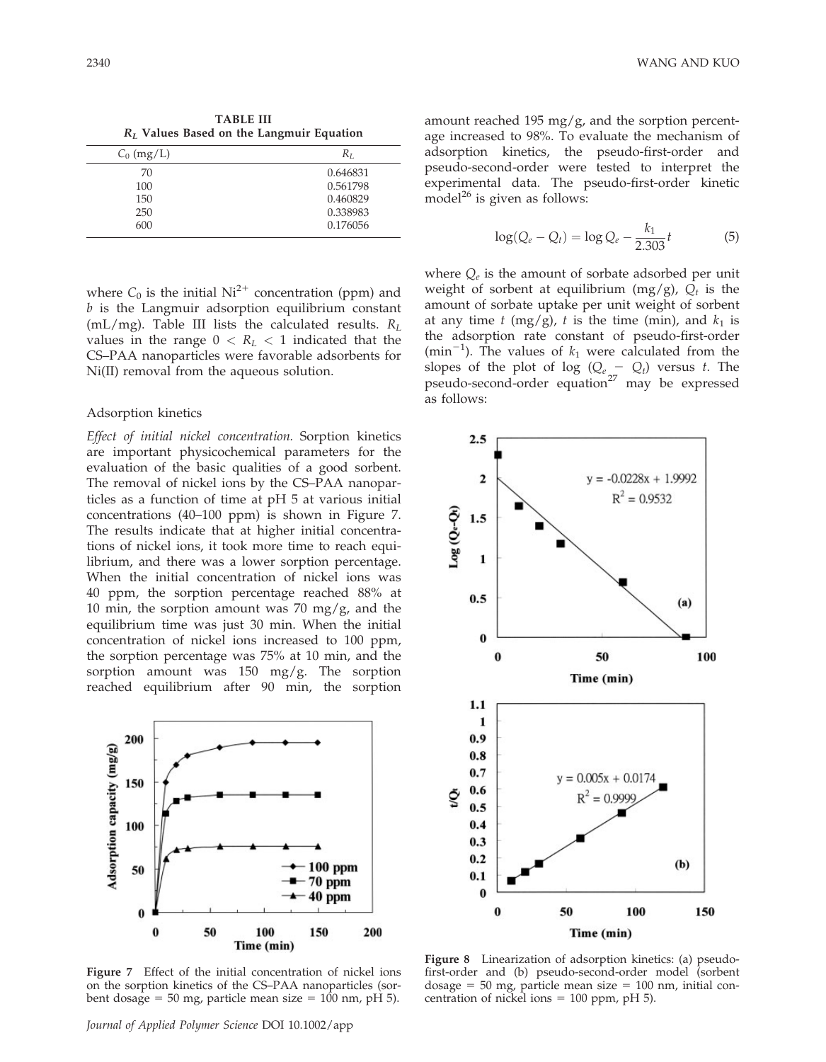**TABLE III**
**$R_L$ Values Based on the Langmuir Equation**

| $C_0$ (mg/L) | $R_L$ |
|---|---|
| 70 | 0.646831 |
| 100 | 0.561798 |
| 150 | 0.460829 |
| 250 | 0.338983 |
| 600 | 0.176056 |

where $C_0$ is the initial $Ni^{2+}$ concentration (ppm) and $b$ is the Langmuir adsorption equilibrium constant (mL/mg). Table III lists the calculated results. $R_L$ values in the range $0 < R_L < 1$ indicated that the CS–PAA nanoparticles were favorable adsorbents for Ni(II) removal from the aqueous solution.

## Adsorption kinetics

*Effect of initial nickel concentration.* Sorption kinetics are important physicochemical parameters for the evaluation of the basic qualities of a good sorbent. The removal of nickel ions by the CS–PAA nanoparticles as a function of time at pH 5 at various initial concentrations (40–100 ppm) is shown in Figure 7. The results indicate that at higher initial concentrations of nickel ions, it took more time to reach equilibrium, and there was a lower sorption percentage. When the initial concentration of nickel ions was 40 ppm, the sorption percentage reached 88% at 10 min, the sorption amount was 70 mg/g, and the equilibrium time was just 30 min. When the initial concentration of nickel ions increased to 100 ppm, the sorption percentage was 75% at 10 min, and the sorption amount was 150 mg/g. The sorption reached equilibrium after 90 min, the sorption amount reached 195 mg/g, and the sorption percentage increased to 98%. To evaluate the mechanism of adsorption kinetics, the pseudo-first-order and pseudo-second-order were tested to interpret the experimental data. The pseudo-first-order kinetic model[26] is given as follows:

$$\log(Q_e - Q_t) = \log Q_e - \frac{k_1}{2.303}t \tag{5}$$

where $Q_e$ is the amount of sorbate adsorbed per unit weight of sorbent at equilibrium (mg/g), $Q_t$ is the amount of sorbate uptake per unit weight of sorbent at any time $t$ (mg/g), $t$ is the time (min), and $k_1$ is the adsorption rate constant of pseudo-first-order (min$^{-1}$). The values of $k_1$ were calculated from the slopes of the plot of log ($Q_e - Q_t$) versus $t$. The pseudo-second-order equation[27] may be expressed as follows:

**Figure 7** Effect of the initial concentration of nickel ions on the sorption kinetics of the CS–PAA nanoparticles (sorbent dosage = 50 mg, particle mean size = 100 nm, pH 5).

**Figure 8** Linearization of adsorption kinetics: (a) pseudo-first-order and (b) pseudo-second-order model (sorbent dosage = 50 mg, particle mean size = 100 nm, initial concentration of nickel ions = 100 ppm, pH 5).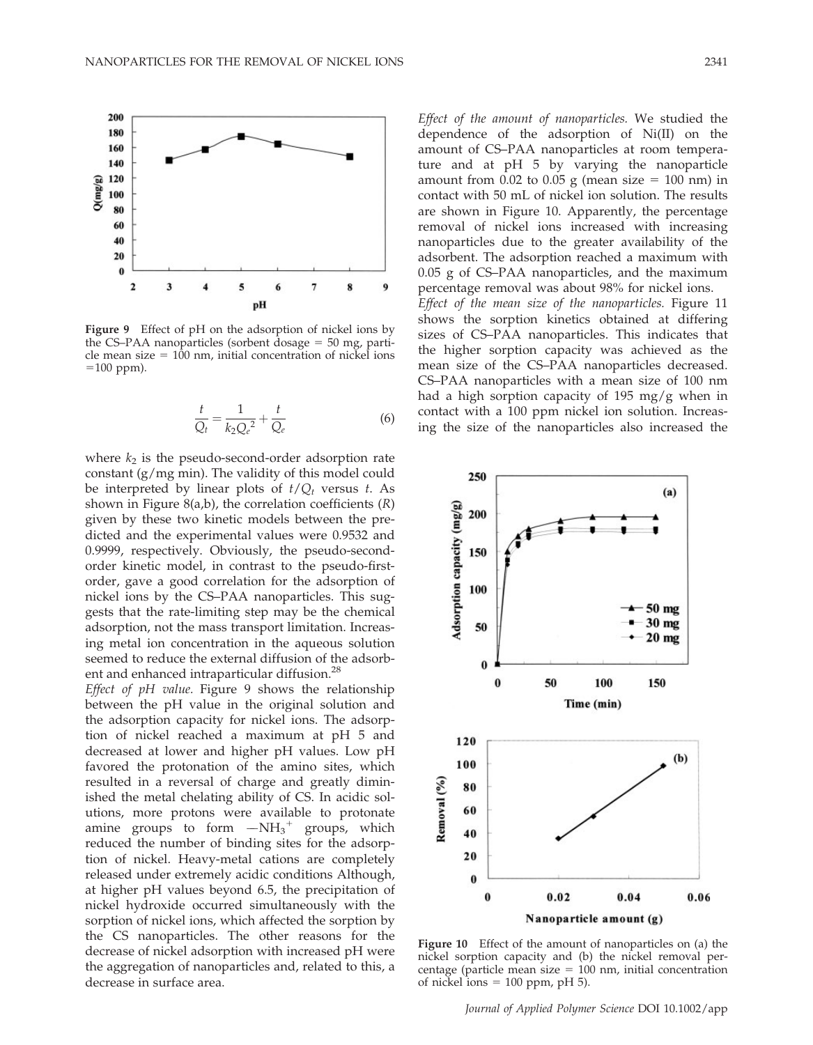Figure 9 Effect of pH on the adsorption of nickel ions by the CS–PAA nanoparticles (sorbent dosage = 50 mg, particle mean size = 100 nm, initial concentration of nickel ions = 100 ppm).

$$\frac{t}{Q_t} = \frac{1}{k_2 Q_e^2} + \frac{t}{Q_e} \tag{6}$$

where $k_2$ is the pseudo-second-order adsorption rate constant (g/mg min). The validity of this model could be interpreted by linear plots of $t/Q_t$ versus $t$. As shown in Figure 8(a,b), the correlation coefficients ($R$) given by these two kinetic models between the predicted and the experimental values were 0.9532 and 0.9999, respectively. Obviously, the pseudo-second-order kinetic model, in contrast to the pseudo-first-order, gave a good correlation for the adsorption of nickel ions by the CS–PAA nanoparticles. This suggests that the rate-limiting step may be the chemical adsorption, not the mass transport limitation. Increasing metal ion concentration in the aqueous solution seemed to reduce the external diffusion of the adsorbent and enhanced intraparticular diffusion.[28]

*Effect of pH value.* Figure 9 shows the relationship between the pH value in the original solution and the adsorption capacity for nickel ions. The adsorption of nickel reached a maximum at pH 5 and decreased at lower and higher pH values. Low pH favored the protonation of the amino sites, which resulted in a reversal of charge and greatly diminished the metal chelating ability of CS. In acidic solutions, more protons were available to protonate amine groups to form $—NH_3^+$ groups, which reduced the number of binding sites for the adsorption of nickel. Heavy-metal cations are completely released under extremely acidic conditions Although, at higher pH values beyond 6.5, the precipitation of nickel hydroxide occurred simultaneously with the sorption of nickel ions, which affected the sorption by the CS nanoparticles. The other reasons for the decrease of nickel adsorption with increased pH were the aggregation of nanoparticles and, related to this, a decrease in surface area.

*Effect of the amount of nanoparticles.* We studied the dependence of the adsorption of Ni(II) on the amount of CS–PAA nanoparticles at room temperature and at pH 5 by varying the nanoparticle amount from 0.02 to 0.05 g (mean size = 100 nm) in contact with 50 mL of nickel ion solution. The results are shown in Figure 10. Apparently, the percentage removal of nickel ions increased with increasing nanoparticles due to the greater availability of the adsorbent. The adsorption reached a maximum with 0.05 g of CS–PAA nanoparticles, and the maximum percentage removal was about 98% for nickel ions.

*Effect of the mean size of the nanoparticles.* Figure 11 shows the sorption kinetics obtained at differing sizes of CS–PAA nanoparticles. This indicates that the higher sorption capacity was achieved as the mean size of the CS–PAA nanoparticles decreased. CS–PAA nanoparticles with a mean size of 100 nm had a high sorption capacity of 195 mg/g when in contact with a 100 ppm nickel ion solution. Increasing the size of the nanoparticles also increased the

Figure 10 Effect of the amount of nanoparticles on (a) the nickel sorption capacity and (b) the nickel removal percentage (particle mean size = 100 nm, initial concentration of nickel ions = 100 ppm, pH 5).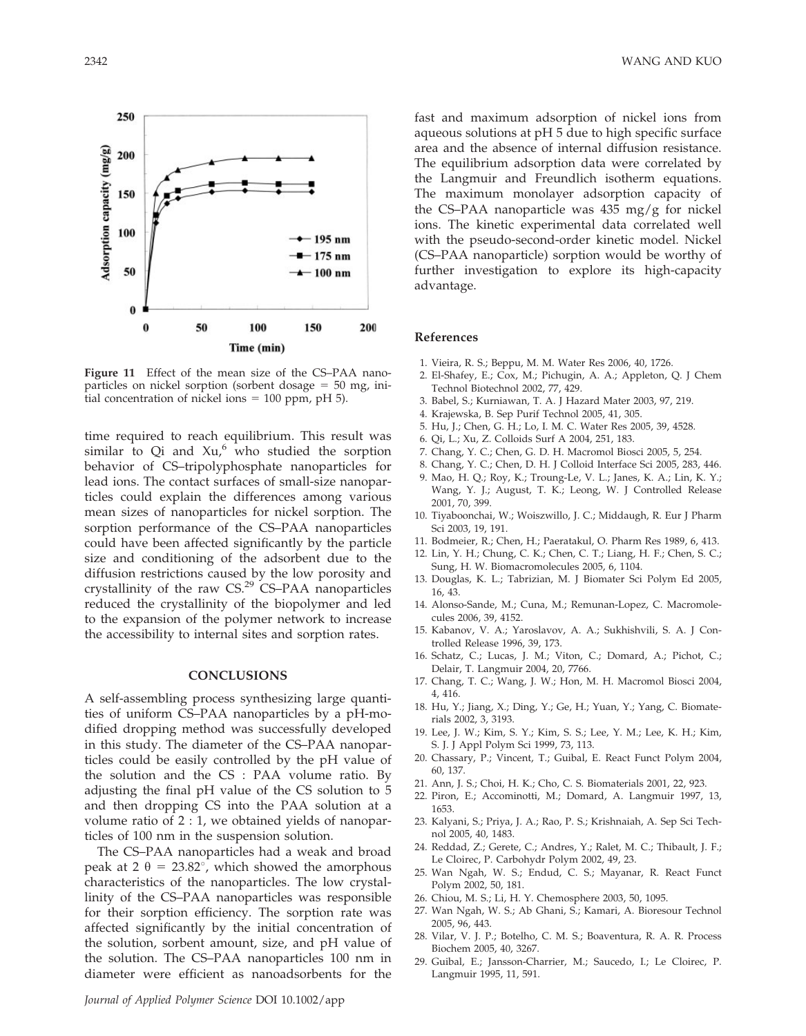250
200
150
100
50
0
Adsorption capacity (mg/g)
0
50
100
150
200
Time (min)
195 nm
175 nm
100 nm

**Figure 11** Effect of the mean size of the CS–PAA nanoparticles on nickel sorption (sorbent dosage = 50 mg, initial concentration of nickel ions = 100 ppm, pH 5).

time required to reach equilibrium. This result was similar to Qi and Xu,[6] who studied the sorption behavior of CS–tripolyphosphate nanoparticles for lead ions. The contact surfaces of small-size nanoparticles could explain the differences among various mean sizes of nanoparticles for nickel sorption. The sorption performance of the CS–PAA nanoparticles could have been affected significantly by the particle size and conditioning of the adsorbent due to the diffusion restrictions caused by the low porosity and crystallinity of the raw CS.[29] CS–PAA nanoparticles reduced the crystallinity of the biopolymer and led to the expansion of the polymer network to increase the accessibility to internal sites and sorption rates.

## CONCLUSIONS

A self-assembling process synthesizing large quantities of uniform CS–PAA nanoparticles by a pH-modified dropping method was successfully developed in this study. The diameter of the CS–PAA nanoparticles could be easily controlled by the pH value of the solution and the CS : PAA volume ratio. By adjusting the final pH value of the CS solution to 5 and then dropping CS into the PAA solution at a volume ratio of 2 : 1, we obtained yields of nanoparticles of 100 nm in the suspension solution.

The CS–PAA nanoparticles had a weak and broad peak at $2\theta = 23.82^\circ$, which showed the amorphous characteristics of the nanoparticles. The low crystallinity of the CS–PAA nanoparticles was responsible for their sorption efficiency. The sorption rate was affected significantly by the initial concentration of the solution, sorbent amount, size, and pH value of the solution. The CS–PAA nanoparticles 100 nm in diameter were efficient as nanoadsorbents for the fast and maximum adsorption of nickel ions from aqueous solutions at pH 5 due to high specific surface area and the absence of internal diffusion resistance. The equilibrium adsorption data were correlated by the Langmuir and Freundlich isotherm equations. The maximum monolayer adsorption capacity of the CS–PAA nanoparticle was 435 mg/g for nickel ions. The kinetic experimental data correlated well with the pseudo-second-order kinetic model. Nickel (CS–PAA nanoparticle) sorption would be worthy of further investigation to explore its high-capacity advantage.

### References

1. Vieira, R. S.; Beppu, M. M. Water Res 2006, 40, 1726.
2. El-Shafey, E.; Cox, M.; Pichugin, A. A.; Appleton, Q. J Chem Technol Biotechnol 2002, 77, 429.
3. Babel, S.; Kurniawan, T. A. J Hazard Mater 2003, 97, 219.
4. Krajewska, B. Sep Purif Technol 2005, 41, 305.
5. Hu, J.; Chen, G. H.; Lo, I. M. C. Water Res 2005, 39, 4528.
6. Qi, L.; Xu, Z. Colloids Surf A 2004, 251, 183.
7. Chang, Y. C.; Chen, D. H. Macromol Biosci 2005, 5, 254.
8. Chang, Y. C.; Chen, D. H. J Colloid Interface Sci 2005, 283, 446.
9. Mao, H. Q.; Roy, K.; Troung-Le, V. L.; Janes, K. A.; Lin, K. Y.; Wang, Y. J.; August, T. K.; Leong, W. J Controlled Release 2001, 70, 399.
10. Tiyaboonchai, W.; Woiszwillo, J. C.; Middaugh, R. Eur J Pharm Sci 2003, 19, 191.
11. Bodmeier, R.; Chen, H.; Paeratakul, O. Pharm Res 1989, 6, 413.
12. Lin, Y. H.; Chung, C. K.; Chen, C. T.; Liang, H. F.; Chen, S. C.; Sung, H. W. Biomacromolecules 2005, 6, 1104.
13. Douglas, K. L.; Tabrizian, M. J Biomater Sci Polym Ed 2005, 16, 43.
14. Alonso-Sande, M.; Cuna, M.; Remunan-Lopez, C. Macromolecules 2006, 39, 4152.
15. Kabanov, V. A.; Yaroslavov, A. A.; Sukhishvili, S. A. J Controlled Release 1996, 39, 173.
16. Schatz, C.; Lucas, J. M.; Viton, C.; Domard, A.; Pichot, C.; Delair, T. Langmuir 2004, 20, 7766.
17. Chang, T. C.; Wang, J. W.; Hon, M. H. Macromol Biosci 2004, 4, 416.
18. Hu, Y.; Jiang, X.; Ding, Y.; Ge, H.; Yuan, Y.; Yang, C. Biomaterials 2002, 3, 3193.
19. Lee, J. W.; Kim, S. Y.; Kim, S. S.; Lee, Y. M.; Lee, K. H.; Kim, S. J. J Appl Polym Sci 1999, 73, 113.
20. Chassary, P.; Vincent, T.; Guibal, E. React Funct Polym 2004, 60, 137.
21. Ann, J. S.; Choi, H. K.; Cho, C. S. Biomaterials 2001, 22, 923.
22. Piron, E.; Accominotti, M.; Domard, A. Langmuir 1997, 13, 1653.
23. Kalyani, S.; Priya, J. A.; Rao, P. S.; Krishnaiah, A. Sep Sci Technol 2005, 40, 1483.
24. Reddad, Z.; Gerete, C.; Andres, Y.; Ralet, M. C.; Thibault, J. F.; Le Cloirec, P. Carbohydr Polym 2002, 49, 23.
25. Wan Ngah, W. S.; Endud, C. S.; Mayanar, R. React Funct Polym 2002, 50, 181.
26. Chiou, M. S.; Li, H. Y. Chemosphere 2003, 50, 1095.
27. Wan Ngah, W. S.; Ab Ghani, S.; Kamari, A. Bioresour Technol 2005, 96, 443.
28. Vilar, V. J. P.; Botelho, C. M. S.; Boaventura, R. A. R. Process Biochem 2005, 40, 3267.
29. Guibal, E.; Jansson-Charrier, M.; Saucedo, I.; Le Cloirec, P. Langmuir 1995, 11, 591.